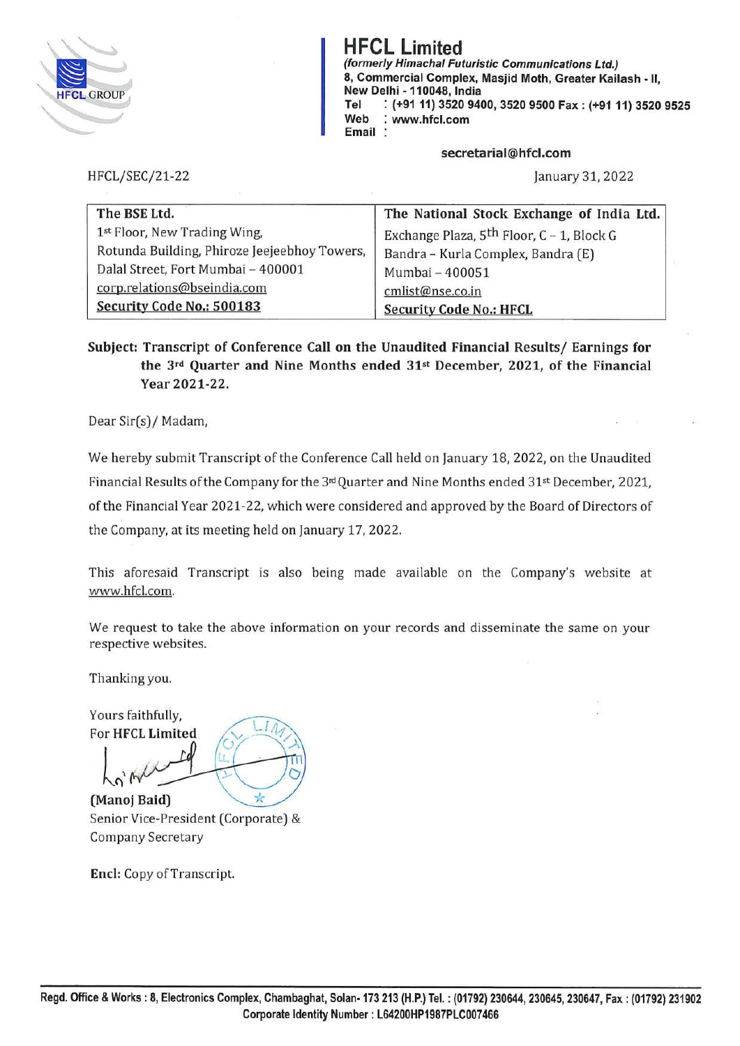# HFCL Limited

*(formerly Himachal Futuristic Communications Ltd.)*
**8, Commercial Complex, Masjid Moth, Greater Kailash - II, New Delhi - 110048, India**
**Tel : (+91 11) 3520 9400, 3520 9500 Fax : (+91 11) 3520 9525**
**Web : www.hfcl.com**
**Email : secretarial@hfcl.com**

HFCL/SEC/21-22

January 31, 2022

| The BSE Ltd. | The National Stock Exchange of India Ltd. |
|---|---|
| 1st Floor, New Trading Wing, Rotunda Building, Phiroze Jeejeebhoy Towers, Dalal Street, Fort Mumbai – 400001 | Exchange Plaza, 5th Floor, C – 1, Block G Bandra – Kurla Complex, Bandra (E) Mumbai – 400051 |
| corp.relations@bseindia.com | cmlist@nse.co.in |
| **Security Code No.: 500183** | **Security Code No.: HFCL** |

**Subject: Transcript of Conference Call on the Unaudited Financial Results/ Earnings for the 3rd Quarter and Nine Months ended 31st December, 2021, of the Financial Year 2021-22.**

Dear Sir(s)/ Madam,

We hereby submit Transcript of the Conference Call held on January 18, 2022, on the Unaudited Financial Results of the Company for the 3rd Quarter and Nine Months ended 31st December, 2021, of the Financial Year 2021-22, which were considered and approved by the Board of Directors of the Company, at its meeting held on January 17, 2022.

This aforesaid Transcript is also being made available on the Company's website at www.hfcl.com.

We request to take the above information on your records and disseminate the same on your respective websites.

Thanking you.

Yours faithfully,
For **HFCL Limited**

**(Manoj Baid)**
Senior Vice-President (Corporate) &
Company Secretary

**Encl:** Copy of Transcript.

**Regd. Office & Works : 8, Electronics Complex, Chambaghat, Solan- 173 213 (H.P.) Tel. : (01792) 230644, 230645, 230647, Fax : (01792) 231902**
**Corporate Identity Number : L64200HP1987PLC007466**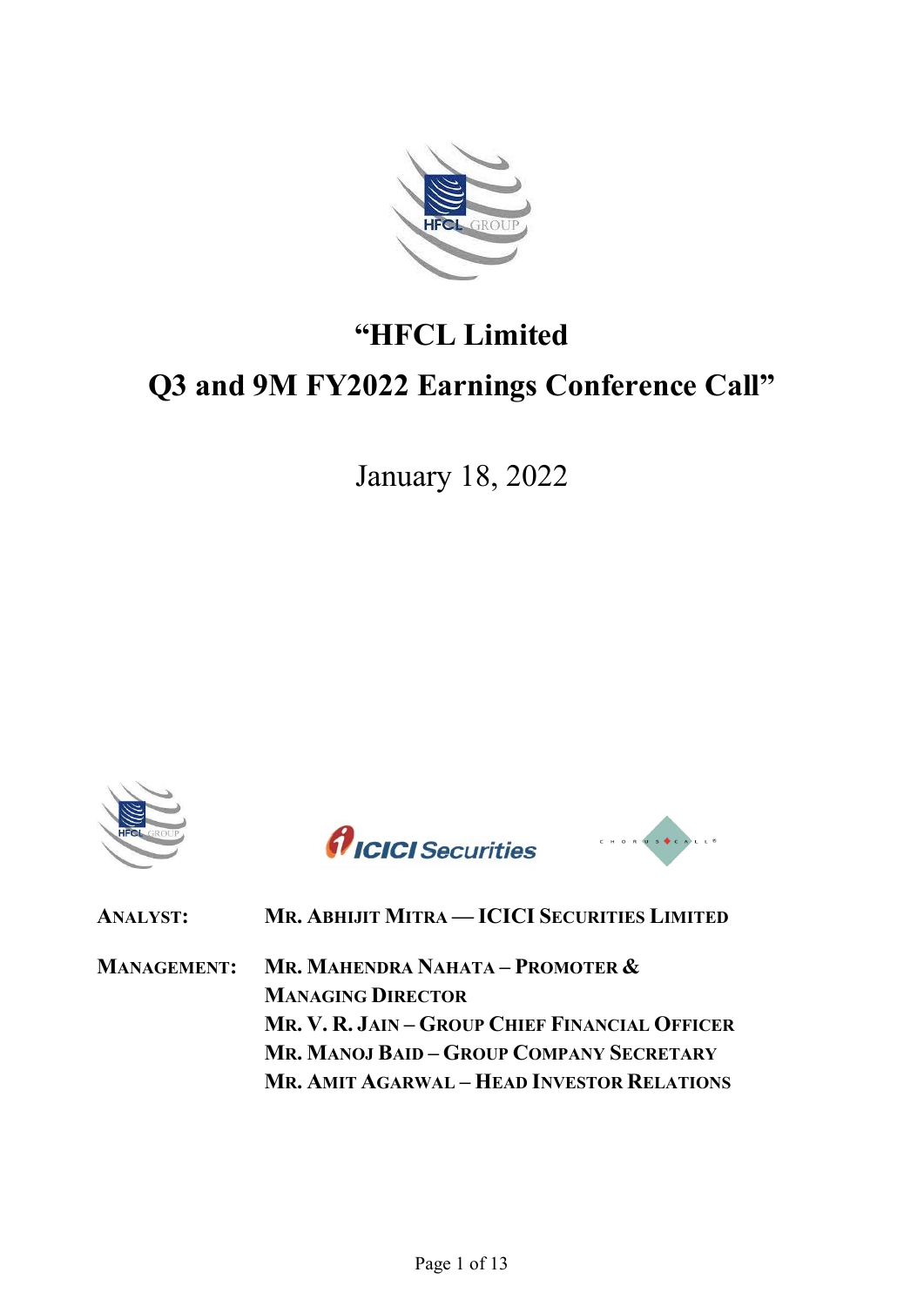# "HFCL Limited
# Q3 and 9M FY2022 Earnings Conference Call"

January 18, 2022

| | |
|---|---|
| **ANALYST:** | **MR. ABHIJIT MITRA — ICICI SECURITIES LIMITED** |
| **MANAGEMENT:** | **MR. MAHENDRA NAHATA – PROMOTER & MANAGING DIRECTOR** |
| | **MR. V. R. JAIN – GROUP CHIEF FINANCIAL OFFICER** |
| | **MR. MANOJ BAID – GROUP COMPANY SECRETARY** |
| | **MR. AMIT AGARWAL – HEAD INVESTOR RELATIONS** |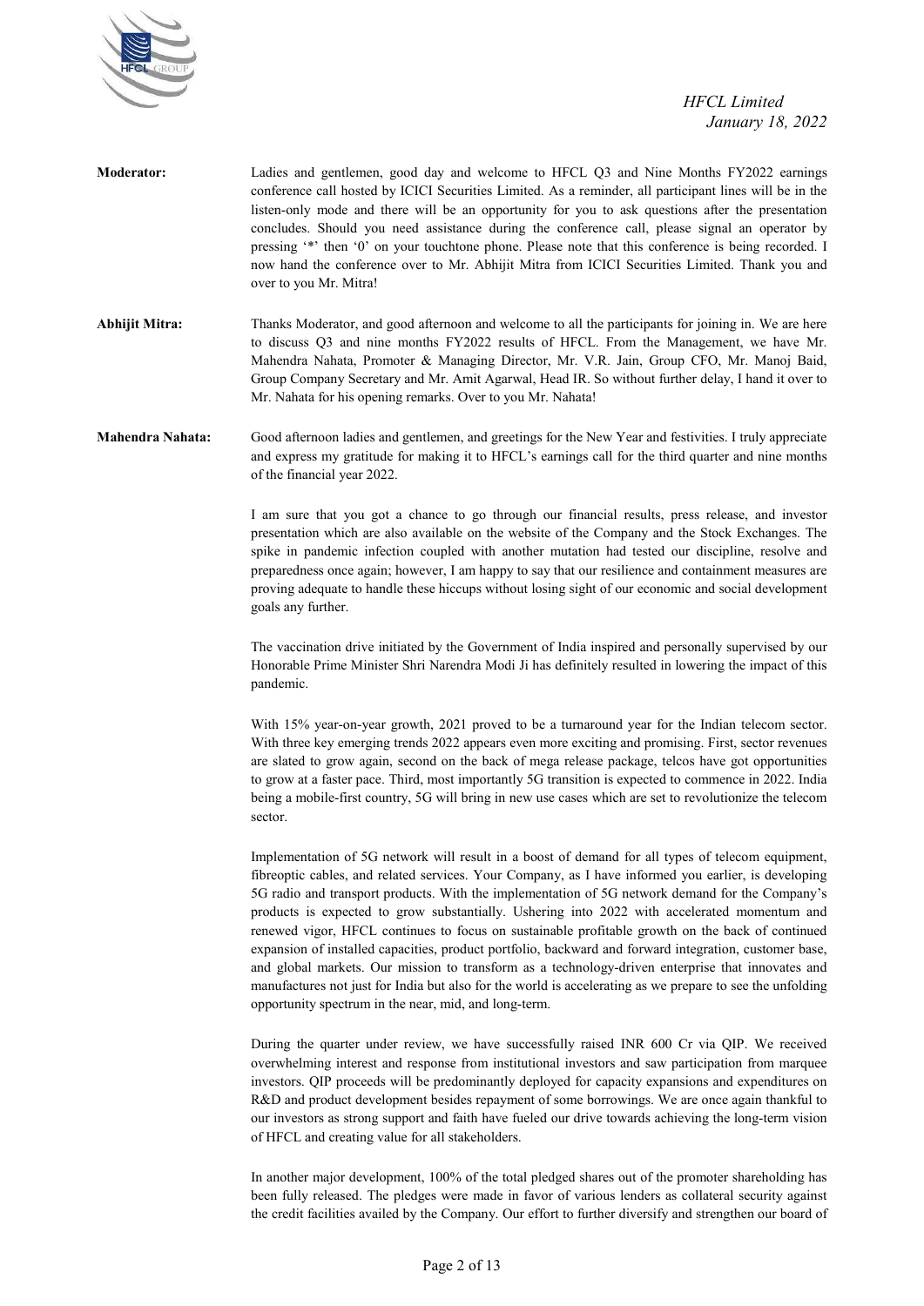**Moderator:** Ladies and gentlemen, good day and welcome to HFCL Q3 and Nine Months FY2022 earnings conference call hosted by ICICI Securities Limited. As a reminder, all participant lines will be in the listen-only mode and there will be an opportunity for you to ask questions after the presentation concludes. Should you need assistance during the conference call, please signal an operator by pressing '*' then '0' on your touchtone phone. Please note that this conference is being recorded. I now hand the conference over to Mr. Abhijit Mitra from ICICI Securities Limited. Thank you and over to you Mr. Mitra!

**Abhijit Mitra:** Thanks Moderator, and good afternoon and welcome to all the participants for joining in. We are here to discuss Q3 and nine months FY2022 results of HFCL. From the Management, we have Mr. Mahendra Nahata, Promoter & Managing Director, Mr. V.R. Jain, Group CFO, Mr. Manoj Baid, Group Company Secretary and Mr. Amit Agarwal, Head IR. So without further delay, I hand it over to Mr. Nahata for his opening remarks. Over to you Mr. Nahata!

**Mahendra Nahata:** Good afternoon ladies and gentlemen, and greetings for the New Year and festivities. I truly appreciate and express my gratitude for making it to HFCL's earnings call for the third quarter and nine months of the financial year 2022.

I am sure that you got a chance to go through our financial results, press release, and investor presentation which are also available on the website of the Company and the Stock Exchanges. The spike in pandemic infection coupled with another mutation had tested our discipline, resolve and preparedness once again; however, I am happy to say that our resilience and containment measures are proving adequate to handle these hiccups without losing sight of our economic and social development goals any further.

The vaccination drive initiated by the Government of India inspired and personally supervised by our Honorable Prime Minister Shri Narendra Modi Ji has definitely resulted in lowering the impact of this pandemic.

With 15% year-on-year growth, 2021 proved to be a turnaround year for the Indian telecom sector. With three key emerging trends 2022 appears even more exciting and promising. First, sector revenues are slated to grow again, second on the back of mega release package, telcos have got opportunities to grow at a faster pace. Third, most importantly 5G transition is expected to commence in 2022. India being a mobile-first country, 5G will bring in new use cases which are set to revolutionize the telecom sector.

Implementation of 5G network will result in a boost of demand for all types of telecom equipment, fibreoptic cables, and related services. Your Company, as I have informed you earlier, is developing 5G radio and transport products. With the implementation of 5G network demand for the Company's products is expected to grow substantially. Ushering into 2022 with accelerated momentum and renewed vigor, HFCL continues to focus on sustainable profitable growth on the back of continued expansion of installed capacities, product portfolio, backward and forward integration, customer base, and global markets. Our mission to transform as a technology-driven enterprise that innovates and manufactures not just for India but also for the world is accelerating as we prepare to see the unfolding opportunity spectrum in the near, mid, and long-term.

During the quarter under review, we have successfully raised INR 600 Cr via QIP. We received overwhelming interest and response from institutional investors and saw participation from marquee investors. QIP proceeds will be predominantly deployed for capacity expansions and expenditures on R&D and product development besides repayment of some borrowings. We are once again thankful to our investors as strong support and faith have fueled our drive towards achieving the long-term vision of HFCL and creating value for all stakeholders.

In another major development, 100% of the total pledged shares out of the promoter shareholding has been fully released. The pledges were made in favor of various lenders as collateral security against the credit facilities availed by the Company. Our effort to further diversify and strengthen our board of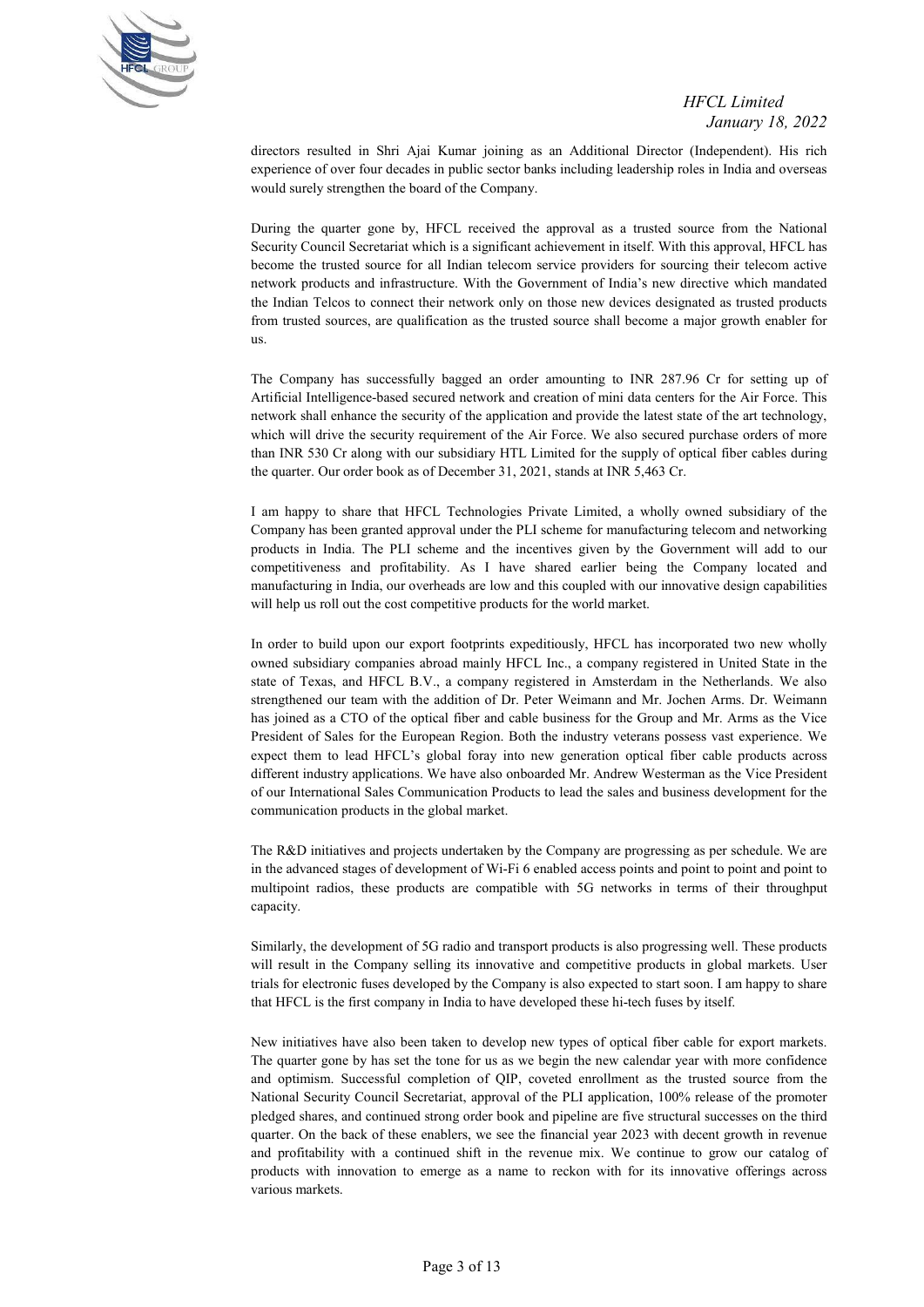directors resulted in Shri Ajai Kumar joining as an Additional Director (Independent). His rich experience of over four decades in public sector banks including leadership roles in India and overseas would surely strengthen the board of the Company.

During the quarter gone by, HFCL received the approval as a trusted source from the National Security Council Secretariat which is a significant achievement in itself. With this approval, HFCL has become the trusted source for all Indian telecom service providers for sourcing their telecom active network products and infrastructure. With the Government of India's new directive which mandated the Indian Telcos to connect their network only on those new devices designated as trusted products from trusted sources, are qualification as the trusted source shall become a major growth enabler for us.

The Company has successfully bagged an order amounting to INR 287.96 Cr for setting up of Artificial Intelligence-based secured network and creation of mini data centers for the Air Force. This network shall enhance the security of the application and provide the latest state of the art technology, which will drive the security requirement of the Air Force. We also secured purchase orders of more than INR 530 Cr along with our subsidiary HTL Limited for the supply of optical fiber cables during the quarter. Our order book as of December 31, 2021, stands at INR 5,463 Cr.

I am happy to share that HFCL Technologies Private Limited, a wholly owned subsidiary of the Company has been granted approval under the PLI scheme for manufacturing telecom and networking products in India. The PLI scheme and the incentives given by the Government will add to our competitiveness and profitability. As I have shared earlier being the Company located and manufacturing in India, our overheads are low and this coupled with our innovative design capabilities will help us roll out the cost competitive products for the world market.

In order to build upon our export footprints expeditiously, HFCL has incorporated two new wholly owned subsidiary companies abroad mainly HFCL Inc., a company registered in United State in the state of Texas, and HFCL B.V., a company registered in Amsterdam in the Netherlands. We also strengthened our team with the addition of Dr. Peter Weimann and Mr. Jochen Arms. Dr. Weimann has joined as a CTO of the optical fiber and cable business for the Group and Mr. Arms as the Vice President of Sales for the European Region. Both the industry veterans possess vast experience. We expect them to lead HFCL's global foray into new generation optical fiber cable products across different industry applications. We have also onboarded Mr. Andrew Westerman as the Vice President of our International Sales Communication Products to lead the sales and business development for the communication products in the global market.

The R&D initiatives and projects undertaken by the Company are progressing as per schedule. We are in the advanced stages of development of Wi-Fi 6 enabled access points and point to point and point to multipoint radios, these products are compatible with 5G networks in terms of their throughput capacity.

Similarly, the development of 5G radio and transport products is also progressing well. These products will result in the Company selling its innovative and competitive products in global markets. User trials for electronic fuses developed by the Company is also expected to start soon. I am happy to share that HFCL is the first company in India to have developed these hi-tech fuses by itself.

New initiatives have also been taken to develop new types of optical fiber cable for export markets. The quarter gone by has set the tone for us as we begin the new calendar year with more confidence and optimism. Successful completion of QIP, coveted enrollment as the trusted source from the National Security Council Secretariat, approval of the PLI application, 100% release of the promoter pledged shares, and continued strong order book and pipeline are five structural successes on the third quarter. On the back of these enablers, we see the financial year 2023 with decent growth in revenue and profitability with a continued shift in the revenue mix. We continue to grow our catalog of products with innovation to emerge as a name to reckon with for its innovative offerings across various markets.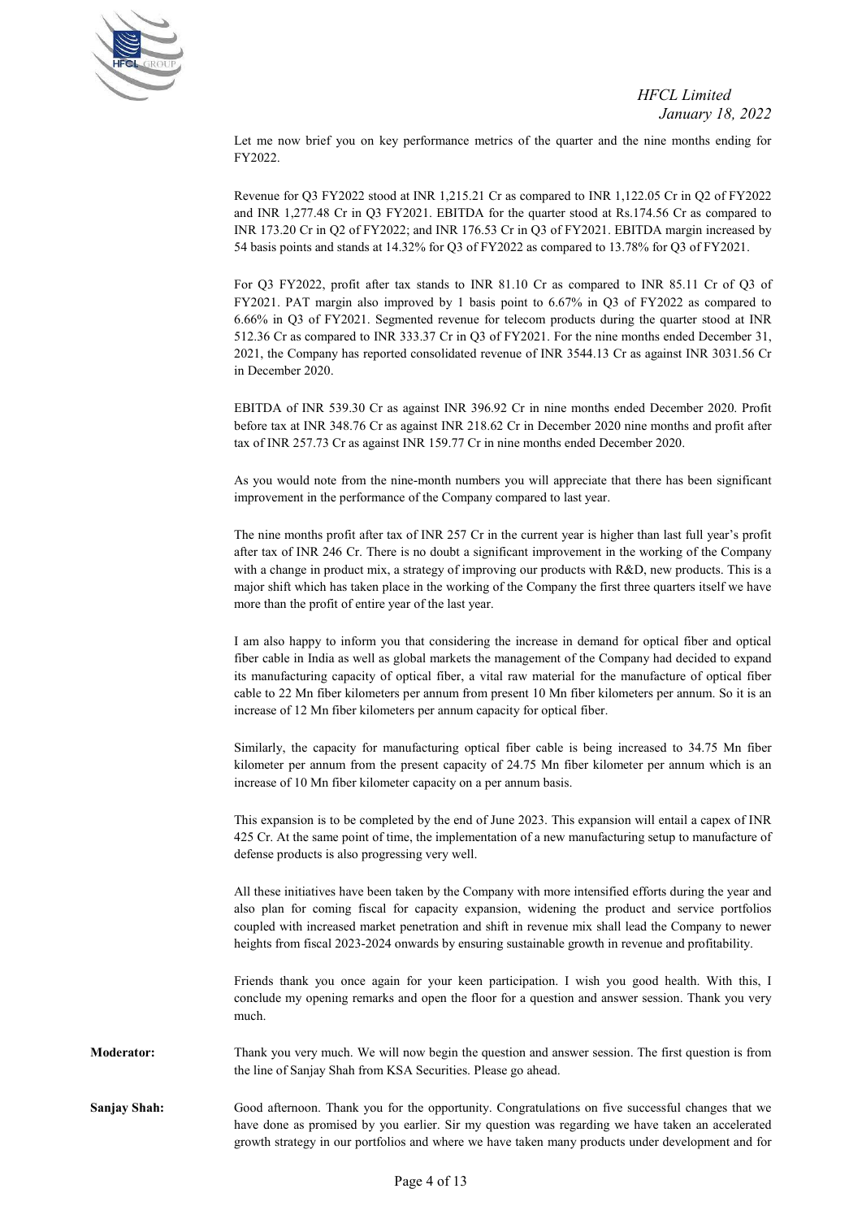Let me now brief you on key performance metrics of the quarter and the nine months ending for FY2022.

Revenue for Q3 FY2022 stood at INR 1,215.21 Cr as compared to INR 1,122.05 Cr in Q2 of FY2022 and INR 1,277.48 Cr in Q3 FY2021. EBITDA for the quarter stood at Rs.174.56 Cr as compared to INR 173.20 Cr in Q2 of FY2022; and INR 176.53 Cr in Q3 of FY2021. EBITDA margin increased by 54 basis points and stands at 14.32% for Q3 of FY2022 as compared to 13.78% for Q3 of FY2021.

For Q3 FY2022, profit after tax stands to INR 81.10 Cr as compared to INR 85.11 Cr of Q3 of FY2021. PAT margin also improved by 1 basis point to 6.67% in Q3 of FY2022 as compared to 6.66% in Q3 of FY2021. Segmented revenue for telecom products during the quarter stood at INR 512.36 Cr as compared to INR 333.37 Cr in Q3 of FY2021. For the nine months ended December 31, 2021, the Company has reported consolidated revenue of INR 3544.13 Cr as against INR 3031.56 Cr in December 2020.

EBITDA of INR 539.30 Cr as against INR 396.92 Cr in nine months ended December 2020. Profit before tax at INR 348.76 Cr as against INR 218.62 Cr in December 2020 nine months and profit after tax of INR 257.73 Cr as against INR 159.77 Cr in nine months ended December 2020.

As you would note from the nine-month numbers you will appreciate that there has been significant improvement in the performance of the Company compared to last year.

The nine months profit after tax of INR 257 Cr in the current year is higher than last full year's profit after tax of INR 246 Cr. There is no doubt a significant improvement in the working of the Company with a change in product mix, a strategy of improving our products with R&D, new products. This is a major shift which has taken place in the working of the Company the first three quarters itself we have more than the profit of entire year of the last year.

I am also happy to inform you that considering the increase in demand for optical fiber and optical fiber cable in India as well as global markets the management of the Company had decided to expand its manufacturing capacity of optical fiber, a vital raw material for the manufacture of optical fiber cable to 22 Mn fiber kilometers per annum from present 10 Mn fiber kilometers per annum. So it is an increase of 12 Mn fiber kilometers per annum capacity for optical fiber.

Similarly, the capacity for manufacturing optical fiber cable is being increased to 34.75 Mn fiber kilometer per annum from the present capacity of 24.75 Mn fiber kilometer per annum which is an increase of 10 Mn fiber kilometer capacity on a per annum basis.

This expansion is to be completed by the end of June 2023. This expansion will entail a capex of INR 425 Cr. At the same point of time, the implementation of a new manufacturing setup to manufacture of defense products is also progressing very well.

All these initiatives have been taken by the Company with more intensified efforts during the year and also plan for coming fiscal for capacity expansion, widening the product and service portfolios coupled with increased market penetration and shift in revenue mix shall lead the Company to newer heights from fiscal 2023-2024 onwards by ensuring sustainable growth in revenue and profitability.

Friends thank you once again for your keen participation. I wish you good health. With this, I conclude my opening remarks and open the floor for a question and answer session. Thank you very much.

**Moderator:** Thank you very much. We will now begin the question and answer session. The first question is from the line of Sanjay Shah from KSA Securities. Please go ahead.

**Sanjay Shah:** Good afternoon. Thank you for the opportunity. Congratulations on five successful changes that we have done as promised by you earlier. Sir my question was regarding we have taken an accelerated growth strategy in our portfolios and where we have taken many products under development and for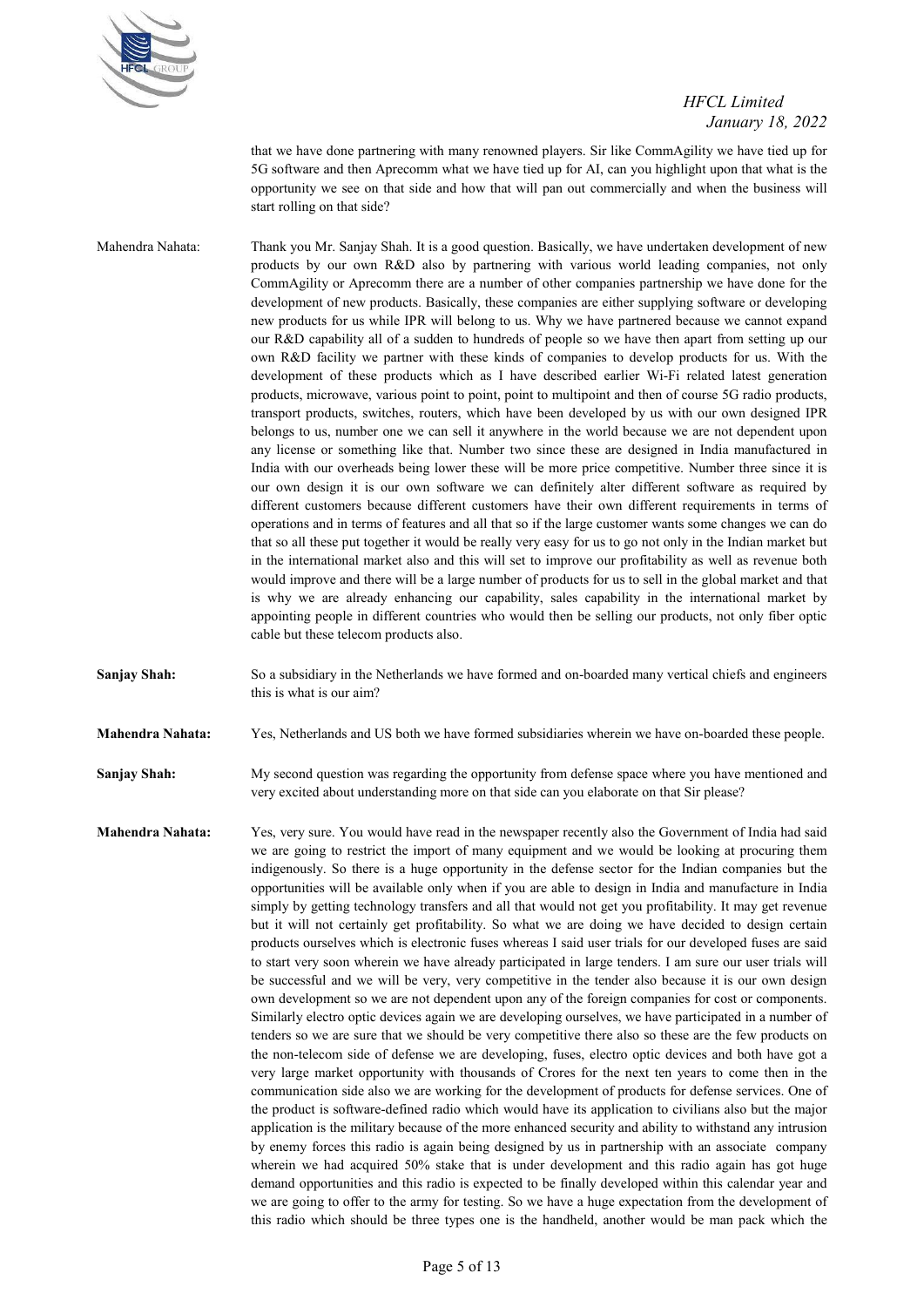that we have done partnering with many renowned players. Sir like CommAgility we have tied up for 5G software and then Aprecomm what we have tied up for AI, can you highlight upon that what is the opportunity we see on that side and how that will pan out commercially and when the business will start rolling on that side?

Mahendra Nahata: Thank you Mr. Sanjay Shah. It is a good question. Basically, we have undertaken development of new products by our own R&D also by partnering with various world leading companies, not only CommAgility or Aprecomm there are a number of other companies partnership we have done for the development of new products. Basically, these companies are either supplying software or developing new products for us while IPR will belong to us. Why we have partnered because we cannot expand our R&D capability all of a sudden to hundreds of people so we have then apart from setting up our own R&D facility we partner with these kinds of companies to develop products for us. With the development of these products which as I have described earlier Wi-Fi related latest generation products, microwave, various point to point, point to multipoint and then of course 5G radio products, transport products, switches, routers, which have been developed by us with our own designed IPR belongs to us, number one we can sell it anywhere in the world because we are not dependent upon any of the license or something like that. Number two since these are designed in India manufactured in India with our overheads being lower these will be more price competitive. Number three since it is our own design it is our own software we can definitely alter different software as required by different customers because different customers have their own different requirements in terms of operations and in terms of features and all that so if the large customer wants some changes we can do that so all these put together it would be really very easy for us to go not only in the Indian market but in the international market also and this will set to improve our profitability as well as revenue both would improve and there will be a large number of products for us to sell in the global market and that is why we are already enhancing our capability, sales capability in the international market by appointing people in different countries who would then be selling our products, not only fiber optic cable but these telecom products also.

**Sanjay Shah:** So a subsidiary in the Netherlands we have formed and on-boarded many vertical chiefs and engineers this is what is our aim?

**Mahendra Nahata:** Yes, Netherlands and US both we have formed subsidiaries wherein we have on-boarded these people.

**Sanjay Shah:** My second question was regarding the opportunity from defense space where you have mentioned and very excited about understanding more on that side can you elaborate on that Sir please?

**Mahendra Nahata:** Yes, very sure. You would have read in the newspaper recently also the Government of India had said we are going to restrict the import of many equipment and we would be looking at procuring them indigenously. So there is a huge opportunity in the defense sector for the Indian companies but the opportunities will be available only when if you are able to design in India and manufacture in India simply by getting technology transfers and all that would not get you profitability. It may get revenue but it will not certainly get profitability. So what we are doing we have decided to design certain products ourselves which is electronic fuses whereas I said user trials for our developed fuses are said to start very soon wherein we have already participated in large tenders. I am sure our user trials will be successful and we will be very, very competitive in the tender also because it is our own design own development so we are not dependent upon any of the foreign companies for cost or components. Similarly electro optic devices again we are developing ourselves, we have participated in a number of tenders so we are sure that we should be very competitive there also so these are the few products on the non-telecom side of defense we are developing, fuses, electro optic devices and both have got a very large market opportunity with thousands of Crores for the next ten years to come then in the communication side also we are working for the development of products for defense services. One of the product is software-defined radio which would have its application to civilians also but the major application is the military because of the more enhanced security and ability to withstand any intrusion by enemy forces this radio is again being designed by us in partnership with an associate company wherein we had acquired 50% stake that is under development and this radio again has got huge demand opportunities and this radio is expected to be finally developed within this calendar year and we are going to offer to the army for testing. So we have a huge expectation from the development of this radio which should be three types one is the handheld, another would be man pack which the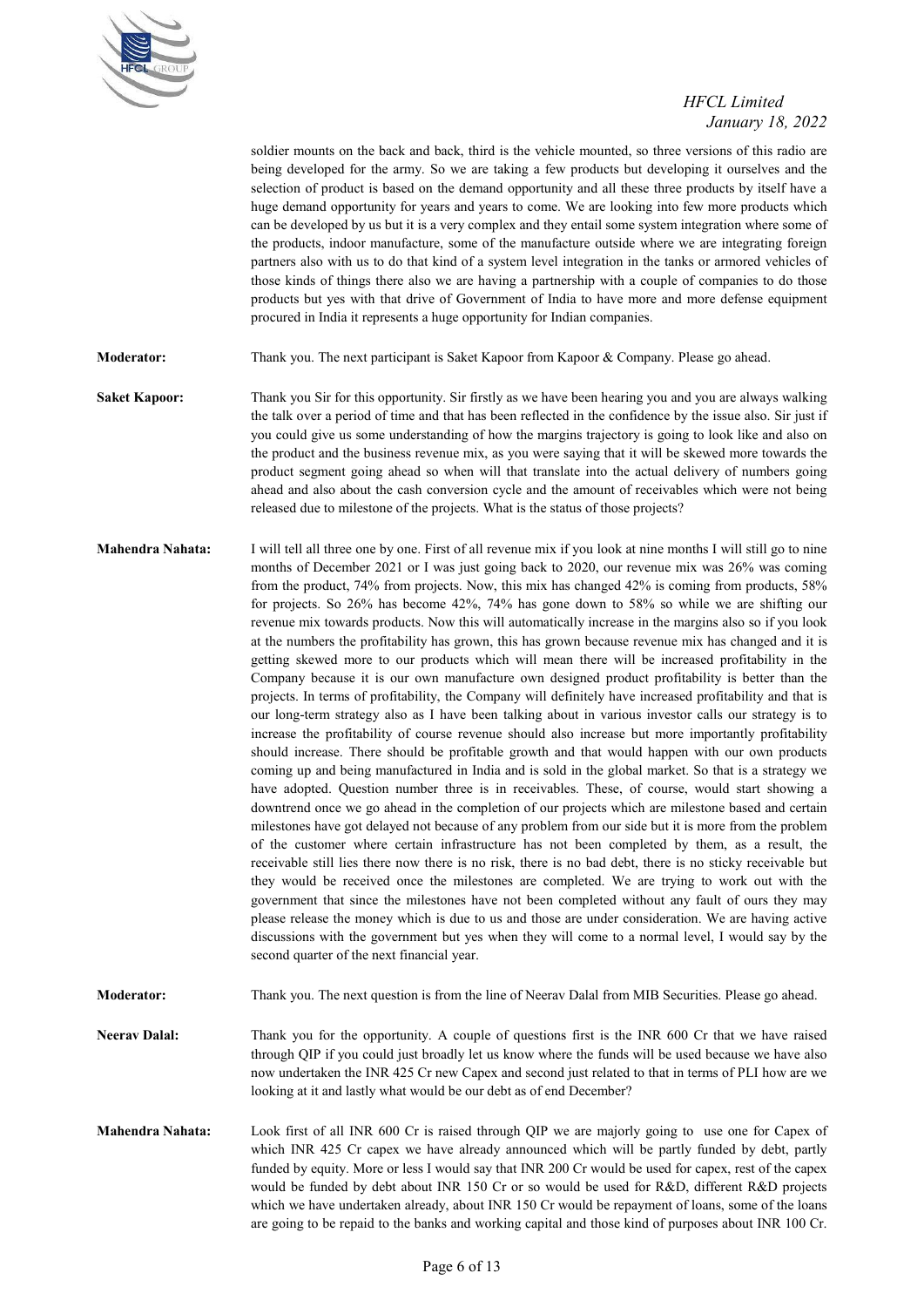soldier mounts on the back and back, third is the vehicle mounted, so three versions of this radio are being developed for the army. So we are taking a few products but developing it ourselves and the selection of product is based on the demand opportunity and all these three products by itself have a huge demand opportunity for years and years to come. We are looking into few more products which can be developed by us but it is a very complex and they entail some system integration where some of the products, indoor manufacture, some of the manufacture outside where we are integrating foreign partners also with us to do that kind of a system level integration in the tanks or armored vehicles of those kinds of things there also we are having a partnership with a couple of companies to do those products but yes with that drive of Government of India to have more and more defense equipment procured in India it represents a huge opportunity for Indian companies.

**Moderator:** Thank you. The next participant is Saket Kapoor from Kapoor & Company. Please go ahead.

**Saket Kapoor:** Thank you Sir for this opportunity. Sir firstly as we have been hearing you and you are always walking the talk over a period of time and that has been reflected in the confidence by the issue also. Sir just if you could give us some understanding of how the margins trajectory is going to look like and also on the product and the business revenue mix, as you were saying that it will be skewed more towards the product segment going ahead so when will that translate into the actual delivery of numbers going ahead and also about the cash conversion cycle and the amount of receivables which were not being released due to milestone of the projects. What is the status of those projects?

**Mahendra Nahata:** I will tell all three one by one. First of all revenue mix if you look at nine months I will still go to nine months of December 2021 or I was just going back to 2020, our revenue mix was 26% was coming from the product, 74% from projects. Now, this mix has changed 42% is coming from products, 58% for projects. So 26% has become 42%, 74% has gone down to 58% so while we are shifting our revenue mix towards products. Now this will automatically increase in the margins also so if you look at the numbers the profitability has grown, this has grown because revenue mix has changed and it is getting skewed more to our products which will mean there will be increased profitability in the Company because it is our own manufacture own designed product profitability is better than the projects. In terms of profitability, the Company will definitely have increased profitability and that is our long-term strategy also as I have been talking about in various investor calls our strategy is to increase the profitability of course revenue should also increase but more importantly profitability should increase. There should be profitable growth and that would happen with our own products coming up and being manufactured in India and is sold in the global market. So that is a strategy we have adopted. Question number three is in receivables. These, of course, would start showing a downtrend once we go ahead in the completion of our projects which are milestone based and certain milestones have got delayed not because of any problem from our side but it is more from the problem of the customer where certain infrastructure has not been completed by them, as a result, the receivable still lies there now there is no risk, there is no bad debt, there is no sticky receivable but they would be received once the milestones are completed. We are trying to work out with the government that since the milestones have not been completed without any fault of ours they may please release the money which is due to us and those are under consideration. We are having active discussions with the government but yes when they will come to a normal level, I would say by the second quarter of the next financial year.

**Moderator:** Thank you. The next question is from the line of Neerav Dalal from MIB Securities. Please go ahead.

**Neerav Dalal:** Thank you for the opportunity. A couple of questions first is the INR 600 Cr that we have raised through QIP if you could just broadly let us know where the funds will be used because we have also now undertaken the INR 425 Cr new Capex and second just related to that in terms of PLI how are we looking at it and lastly what would be our debt as of end December?

**Mahendra Nahata:** Look first of all INR 600 Cr is raised through QIP we are majorly going to use one for Capex of which INR 425 Cr capex we have already announced which will be partly funded by debt, partly funded by equity. More or less I would say that INR 200 Cr would be used for capex, rest of the capex would be funded by debt about INR 150 Cr or so would be used for R&D, different R&D projects which we have undertaken already, about INR 150 Cr would be repayment of loans, some of the loans are going to be repaid to the banks and working capital and those kind of purposes about INR 100 Cr.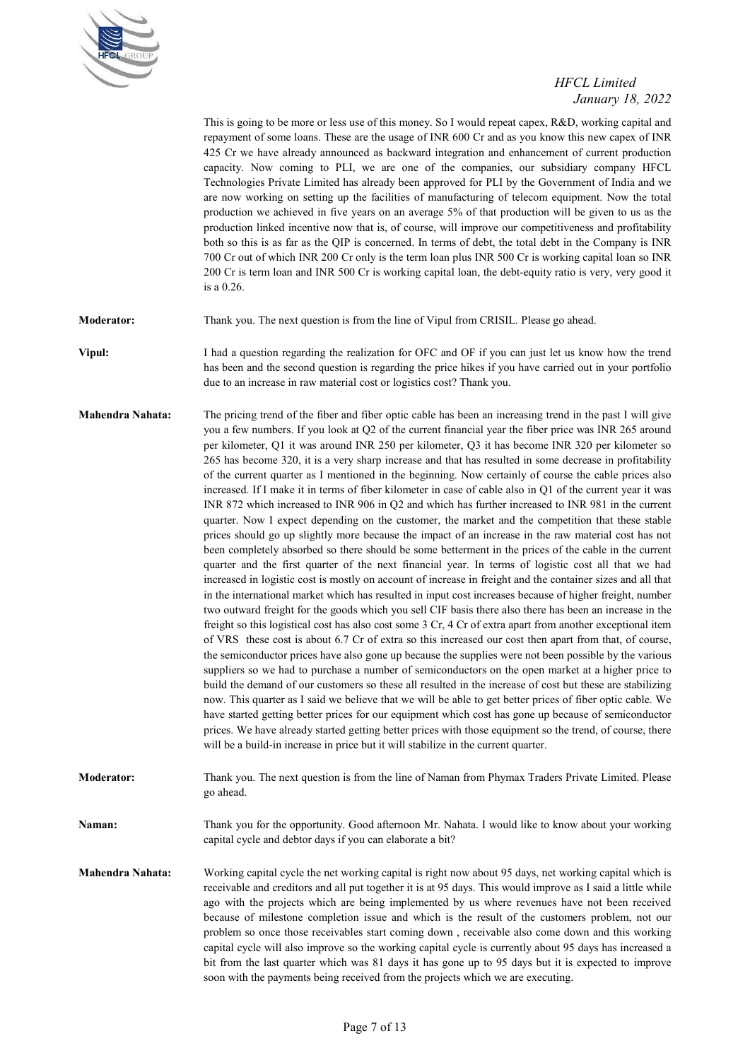This is going to be more or less use of this money. So I would repeat capex, R&D, working capital and repayment of some loans. These are the usage of INR 600 Cr and as you know this new capex of INR 425 Cr we have already announced as backward integration and enhancement of current production capacity. Now coming to PLI, we are one of the companies, our subsidiary company HFCL Technologies Private Limited has already been approved for PLI by the Government of India and we are now working on setting up the facilities of manufacturing of telecom equipment. Now the total production we achieved in five years on an average 5% of that production will be given to us as the production linked incentive now that is, of course, will improve our competitiveness and profitability both so this is as far as the QIP is concerned. In terms of debt, the total debt in the Company is INR 700 Cr out of which INR 200 Cr only is the term loan plus INR 500 Cr is working capital loan so INR 200 Cr is term loan and INR 500 Cr is working capital loan, the debt-equity ratio is very, very good it is a 0.26.

**Moderator:** Thank you. The next question is from the line of Vipul from CRISIL. Please go ahead.

**Vipul:** I had a question regarding the realization for OFC and OF if you can just let us know how the trend has been and the second question is regarding the price hikes if you have carried out in your portfolio due to an increase in raw material cost or logistics cost? Thank you.

**Mahendra Nahata:** The pricing trend of the fiber and fiber optic cable has been an increasing trend in the past I will give you a few numbers. If you look at Q2 of the current financial year the fiber price was INR 265 around per kilometer, Q1 it was around INR 250 per kilometer, Q3 it has become INR 320 per kilometer so 265 has become 320, it is a very sharp increase and that has resulted in some decrease in profitability of the current quarter as I mentioned in the beginning. Now certainly of course the cable prices also increased. If I make it in terms of fiber kilometer in case of cable also in Q1 of the current year it was INR 872 which increased to INR 906 in Q2 and which has further increased to INR 981 in the current quarter. Now I expect depending on the customer, the market and the competition that these stable prices should go up slightly more because the impact of an increase in the raw material cost has not been completely absorbed so there should be some betterment in the prices of the cable in the current quarter and the first quarter of the next financial year. In terms of logistic cost all that we had increased in logistic cost is mostly on account of increase in freight and the container sizes and all that in the international market which has resulted in input cost increases because of higher freight, number two outward freight for the goods which you sell CIF basis there also there has been an increase in the freight so this logistical cost has also cost some 3 Cr, 4 Cr of extra apart from another exceptional item of VRS these cost is about 6.7 Cr of extra so this increased our cost then apart from that, of course, the semiconductor prices have also gone up because the supplies were not been possible by the various suppliers so we had to purchase a number of semiconductors on the open market at a higher price to build the demand of our customers so these all resulted in the increase of cost but these are stabilizing now. This quarter as I said we believe that we will be able to get better prices of fiber optic cable. We have started getting better prices for our equipment which cost has gone up because of semiconductor prices. We have already started getting better prices with those equipment so the trend, of course, there will be a build-in increase in price but it will stabilize in the current quarter.

**Moderator:** Thank you. The next question is from the line of Naman from Phymax Traders Private Limited. Please go ahead.

**Naman:** Thank you for the opportunity. Good afternoon Mr. Nahata. I would like to know about your working capital cycle and debtor days if you can elaborate a bit?

**Mahendra Nahata:** Working capital cycle the net working capital is right now about 95 days, net working capital which is receivable and creditors and all put together it is at 95 days. This would improve as I said a little while ago with the projects which are being implemented by us where revenues have not been received because of milestone completion issue and which is the result of the customers problem, not our problem so once those receivables start coming down , receivable also come down and this working capital cycle will also improve so the working capital cycle is currently about 95 days has increased a bit from the last quarter which was 81 days it has gone up to 95 days but it is expected to improve soon with the payments being received from the projects which we are executing.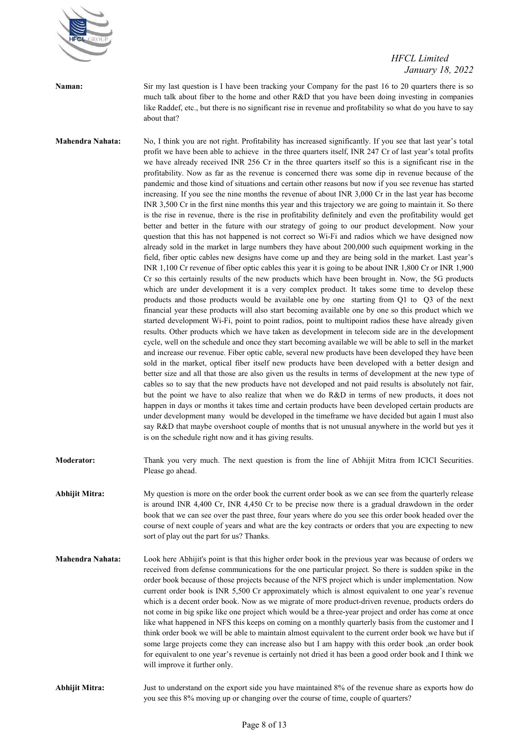**Naman:** Sir my last question is I have been tracking your Company for the past 16 to 20 quarters there is so much talk about fiber to the home and other R&D that you have been doing investing in companies like Raddef, etc., but there is no significant rise in revenue and profitability so what do you have to say about that?

**Mahendra Nahata:** No, I think you are not right. Profitability has increased significantly. If you see that last year's total profit we have been able to achieve in the three quarters itself, INR 247 Cr of last year's total profits we have already received INR 256 Cr in the three quarters itself so this is a significant rise in the profitability. Now as far as the revenue is concerned there was some dip in revenue because of the pandemic and those kind of situations and certain other reasons but now if you see revenue has started increasing. If you see the nine months the revenue of about INR 3,000 Cr in the last year has become INR 3,500 Cr in the first nine months this year and this trajectory we are going to maintain it. So there is the rise in revenue, there is the rise in profitability definitely and even the profitability would get better and better in the future with our strategy of going to our product development. Now your question that this has not happened is not correct so Wi-Fi and radios which we have designed now already sold in the market in large numbers they have about 200,000 such equipment working in the field, fiber optic cables new designs have come up and they are being sold in the market. Last year's INR 1,100 Cr revenue of fiber optic cables this year it is going to be about INR 1,800 Cr or INR 1,900 Cr so this certainly results of the new products which have been brought in. Now, the 5G products which are under development it is a very complex product. It takes some time to develop these products and those products would be available one by one starting from Q1 to Q3 of the next financial year these products will also start becoming available one by one so this product which we started development Wi-Fi, point to point radios, point to multipoint radios these have already given results. Other products which we have taken as development in telecom side are in the development cycle, well on the schedule and once they start becoming available we will be able to sell in the market and increase our revenue. Fiber optic cable, several new products have been developed they have been sold in the market, optical fiber itself new products have been developed with a better design and better size and all that those are also given us the results in terms of development at the new type of cables so to say that the new products have not developed and not paid results is absolutely not fair, but the point we have to also realize that when we do R&D in terms of new products, it does not happen in days or months it takes time and certain products have been developed certain products are under development many would be developed in the timeframe we have decided but again I must also say R&D that maybe overshoot couple of months that is not unusual anywhere in the world but yes it is on the schedule right now and it has giving results.

**Moderator:** Thank you very much. The next question is from the line of Abhijit Mitra from ICICI Securities. Please go ahead.

**Abhijit Mitra:** My question is more on the order book the current order book as we can see from the quarterly release is around INR 4,400 Cr, INR 4,450 Cr to be precise now there is a gradual drawdown in the order book that we can see over the past three, four years where do you see this order book headed over the course of next couple of years and what are the key contracts or orders that you are expecting to new sort of play out the part for us? Thanks.

**Mahendra Nahata:** Look here Abhijit's point is that this higher order book in the previous year was because of orders we received from defense communications for the one particular project. So there is sudden spike in the order book because of those projects because of the NFS project which is under implementation. Now current order book is INR 5,500 Cr approximately which is almost equivalent to one year's revenue which is a decent order book. Now as we migrate of more product-driven revenue, products orders do not come in big spike like one project which would be a three-year project and order has come at once like what happened in NFS this keeps on coming on a monthly quarterly basis from the customer and I think order book we will be able to maintain almost equivalent to the current order book we have but if some large projects come they can increase also but I am happy with this order book ,an order book for equivalent to one year's revenue is certainly not dried it has been a good order book and I think we will improve it further only.

**Abhijit Mitra:** Just to understand on the export side you have maintained 8% of the revenue share as exports how do you see this 8% moving up or changing over the course of time, couple of quarters?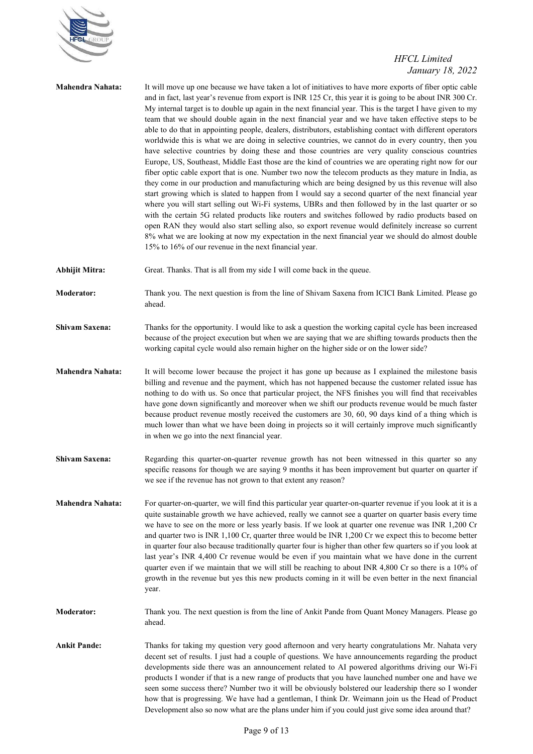**Mahendra Nahata:** It will move up one because we have taken a lot of initiatives to have more exports of fiber optic cable and in fact, last year's revenue from export is INR 125 Cr, this year it is going to be about INR 300 Cr. My internal target is to double up again in the next financial year. This is the target I have given to my team that we should double again in the next financial year and we have taken effective steps to be able to do that in appointing people, dealers, distributors, establishing contact with different operators worldwide this is what we are doing in selective countries, we cannot do in every country, then you have selective countries by doing these and those countries are very quality conscious countries Europe, US, Southeast, Middle East those are the kind of countries we are operating right now for our fiber optic cable export that is one. Number two now the telecom products as they mature in India, as they come in our production and manufacturing which are being designed by us this revenue will also start growing which is slated to happen from I would say a second quarter of the next financial year where you will start selling out Wi-Fi systems, UBRs and then followed by in the last quarter or so with the certain 5G related products like routers and switches followed by radio products based on open RAN they would also start selling also, so export revenue would definitely increase so current 8% what we are looking at now my expectation in the next financial year we should do almost double 15% to 16% of our revenue in the next financial year.

**Abhijit Mitra:** Great. Thanks. That is all from my side I will come back in the queue.

**Moderator:** Thank you. The next question is from the line of Shivam Saxena from ICICI Bank Limited. Please go ahead.

**Shivam Saxena:** Thanks for the opportunity. I would like to ask a question the working capital cycle has been increased because of the project execution but when we are saying that we are shifting towards products then the working capital cycle would also remain higher on the higher side or on the lower side?

**Mahendra Nahata:** It will become lower because the project it has gone up because as I explained the milestone basis billing and revenue and the payment, which has not happened because the customer related issue has nothing to do with us. So once that particular project, the NFS finishes you will find that receivables have gone down significantly and moreover when we shift our products revenue would be much faster because product revenue mostly received the customers are 30, 60, 90 days kind of a thing which is much lower than what we have been doing in projects so it will certainly improve much significantly in when we go into the next financial year.

**Shivam Saxena:** Regarding this quarter-on-quarter revenue growth has not been witnessed in this quarter so any specific reasons for though we are saying 9 months it has been improvement but quarter on quarter if we see if the revenue has not grown to that extent any reason?

**Mahendra Nahata:** For quarter-on-quarter, we will find this particular year quarter-on-quarter revenue if you look at it is a quite sustainable growth we have achieved, really we cannot see a quarter on quarter basis every time we have to see on the more or less yearly basis. If we look at quarter one revenue was INR 1,200 Cr and quarter two is INR 1,100 Cr, quarter three would be INR 1,200 Cr we expect this to become better in quarter four also because traditionally quarter four is higher than other few quarters so if you look at last year's INR 4,400 Cr revenue would be even if you maintain what we have done in the current quarter even if we maintain that we will still be reaching to about INR 4,800 Cr so there is a 10% of growth in the revenue but yes this new products coming in it will be even better in the next financial year.

**Moderator:** Thank you. The next question is from the line of Ankit Pande from Quant Money Managers. Please go ahead.

**Ankit Pande:** Thanks for taking my question very good afternoon and very hearty congratulations Mr. Nahata very decent set of results. I just had a couple of questions. We have announcements regarding the product developments side there was an announcement related to AI powered algorithms driving our Wi-Fi products I wonder if that is a new range of products that you have launched number one and have we seen some success there? Number two it will be obviously bolstered our leadership there so I wonder how that is progressing. We have had a gentleman, I think Dr. Weimann join us the Head of Product Development also so now what are the plans under him if you could just give some idea around that?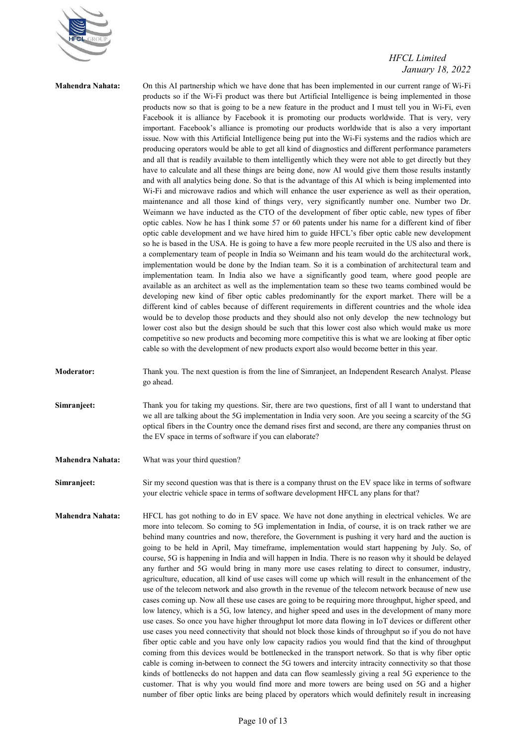**Mahendra Nahata:** On this AI partnership which we have done that has been implemented in our current range of Wi-Fi products so if the Wi-Fi product was there but Artificial Intelligence is being implemented in those products now so that is going to be a new feature in the product and I must tell you in Wi-Fi, even Facebook it is alliance by Facebook it is promoting our products worldwide. That is very, very important. Facebook's alliance is promoting our products worldwide that is also a very important issue. Now with this Artificial Intelligence being put into the Wi-Fi systems and the radios which are producing operators would be able to get all kind of diagnostics and different performance parameters and all that is readily available to them intelligently which they were not able to get directly but they have to calculate and all these things are being done, now AI would give them those results instantly and with all analytics being done. So that is the advantage of this AI which is being implemented into Wi-Fi and microwave radios and which will enhance the user experience as well as their operation, maintenance and all those kind of things very, very significantly number one. Number two Dr. Weimann we have inducted as the CTO of the development of fiber optic cable, new types of fiber optic cables. Now he has I think some 57 or 60 patents under his name for a different kind of fiber optic cable development and we have hired him to guide HFCL's fiber optic cable new development so he is based in the USA. He is going to have a few more people recruited in the US also and there is a complementary team of people in India so Weimann and his team would do the architectural work, implementation would be done by the Indian team. So it is a combination of architectural team and implementation team. In India also we have a significantly good team, where good people are available as an architect as well as the implementation team so these two teams combined would be developing new kind of fiber optic cables predominantly for the export market. There will be a different kind of cables because of different requirements in different countries and the whole idea would be to develop those products and they should also not only develop the new technology but lower cost also but the design should be such that this lower cost also which would make us more competitive so new products and becoming more competitive this is what we are looking at fiber optic cable so with the development of new products export also would become better in this year.

**Moderator:** Thank you. The next question is from the line of Simranjeet, an Independent Research Analyst. Please go ahead.

**Simranjeet:** Thank you for taking my questions. Sir, there are two questions, first of all I want to understand that we all are talking about the 5G implementation in India very soon. Are you seeing a scarcity of the 5G optical fibers in the Country once the demand rises first and second, are there any companies thrust on the EV space in terms of software if you can elaborate?

**Mahendra Nahata:** What was your third question?

**Simranjeet:** Sir my second question was that is there is a company thrust on the EV space like in terms of software your electric vehicle space in terms of software development HFCL any plans for that?

**Mahendra Nahata:** HFCL has got nothing to do in EV space. We have not done anything in electrical vehicles. We are more into telecom. So coming to 5G implementation in India, of course, it is on track rather we are behind many countries and now, therefore, the Government is pushing it very hard and the auction is going to be held in April, May timeframe, implementation would start happening by July. So, of course, 5G is happening in India and will happen in India. There is no reason why it should be delayed any further and 5G would bring in many more use cases relating to direct to consumer, industry, agriculture, education, all kind of use cases will come up which will result in the enhancement of the use of the telecom network and also growth in the revenue of the telecom network because of new use cases coming up. Now all these use cases are going to be requiring more throughput, higher speed, and low latency, which is a 5G, low latency, and higher speed and uses in the development of many more use cases. So once you have higher throughput lot more data flowing in IoT devices or different other use cases you need connectivity that should not block those kinds of throughput so if you do not have fiber optic cable and you have only low capacity radios you would find that the kind of throughput coming from this devices would be bottlenecked in the transport network. So that is why fiber optic cable is coming in-between to connect the 5G towers and intercity intracity connectivity so that those kinds of bottlenecks do not happen and data can flow seamlessly giving a real 5G experience to the customer. That is why you would find more and more towers are being used on 5G and a higher number of fiber optic links are being placed by operators which would definitely result in increasing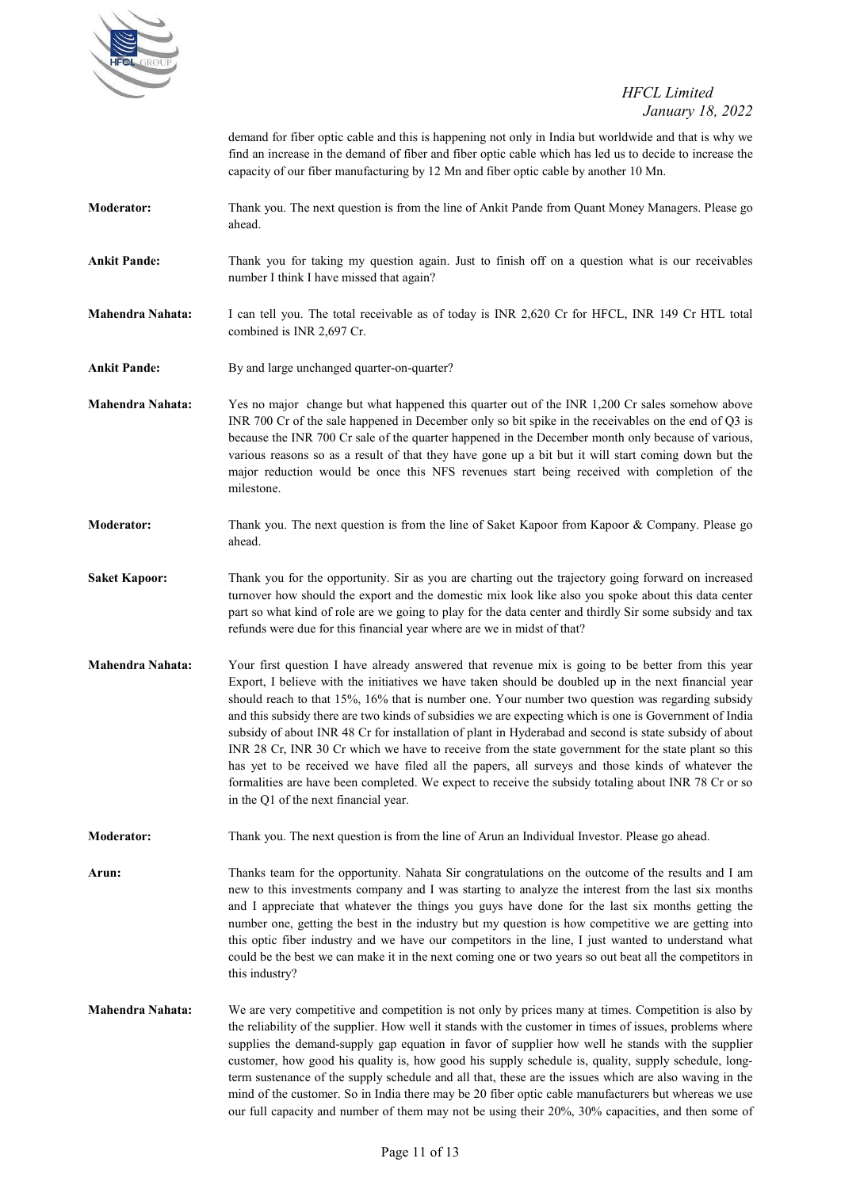demand for fiber optic cable and this is happening not only in India but worldwide and that is why we find an increase in the demand of fiber and fiber optic cable which has led us to decide to increase the capacity of our fiber manufacturing by 12 Mn and fiber optic cable by another 10 Mn.

**Moderator:** Thank you. The next question is from the line of Ankit Pande from Quant Money Managers. Please go ahead.

**Ankit Pande:** Thank you for taking my question again. Just to finish off on a question what is our receivables number I think I have missed that again?

**Mahendra Nahata:** I can tell you. The total receivable as of today is INR 2,620 Cr for HFCL, INR 149 Cr HTL total combined is INR 2,697 Cr.

**Ankit Pande:** By and large unchanged quarter-on-quarter?

**Mahendra Nahata:** Yes no major change but what happened this quarter out of the INR 1,200 Cr sales somehow above INR 700 Cr of the sale happened in December only so bit spike in the receivables on the end of Q3 is because the INR 700 Cr sale of the quarter happened in the December month only because of various, various reasons so as a result of that they have gone up a bit but it will start coming down but the major reduction would be once this NFS revenues start being received with completion of the milestone.

**Moderator:** Thank you. The next question is from the line of Saket Kapoor from Kapoor & Company. Please go ahead.

**Saket Kapoor:** Thank you for the opportunity. Sir as you are charting out the trajectory going forward on increased turnover how should the export and the domestic mix look like also you spoke about this data center part so what kind of role are we going to play for the data center and thirdly Sir some subsidy and tax refunds were due for this financial year where are we in midst of that?

**Mahendra Nahata:** Your first question I have already answered that revenue mix is going to be better from this year Export, I believe with the initiatives we have taken should be doubled up in the next financial year should reach to that 15%, 16% that is number one. Your number two question was regarding subsidy and this subsidy there are two kinds of subsidies we are expecting which is one is Government of India subsidy of about INR 48 Cr for installation of plant in Hyderabad and second is state subsidy of about INR 28 Cr, INR 30 Cr which we have to receive from the state government for the state plant so this has yet to be received we have filed all the papers, all surveys and those kinds of whatever the formalities are have been completed. We expect to receive the subsidy totaling about INR 78 Cr or so in the Q1 of the next financial year.

**Moderator:** Thank you. The next question is from the line of Arun an Individual Investor. Please go ahead.

**Arun:** Thanks team for the opportunity. Nahata Sir congratulations on the outcome of the results and I am new to this investments company and I was starting to analyze the interest from the last six months and I appreciate that whatever the things you guys have done for the last six months getting the number one, getting the best in the industry but my question is how competitive we are getting into this optic fiber industry and we have our competitors in the line, I just wanted to understand what could be the best we can make it in the next coming one or two years so out beat all the competitors in this industry?

**Mahendra Nahata:** We are very competitive and competition is not only by prices many at times. Competition is also by the reliability of the supplier. How well it stands with the customer in times of issues, problems where supplies the demand-supply gap equation in favor of supplier how well he stands with the supplier customer, how good his quality is, how good his supply schedule is, quality, supply schedule, long-term sustenance of the supply schedule and all that, these are the issues which are also waving in the mind of the customer. So in India there may be 20 fiber optic cable manufacturers but whereas we use our full capacity and number of them may not be using their 20%, 30% capacities, and then some of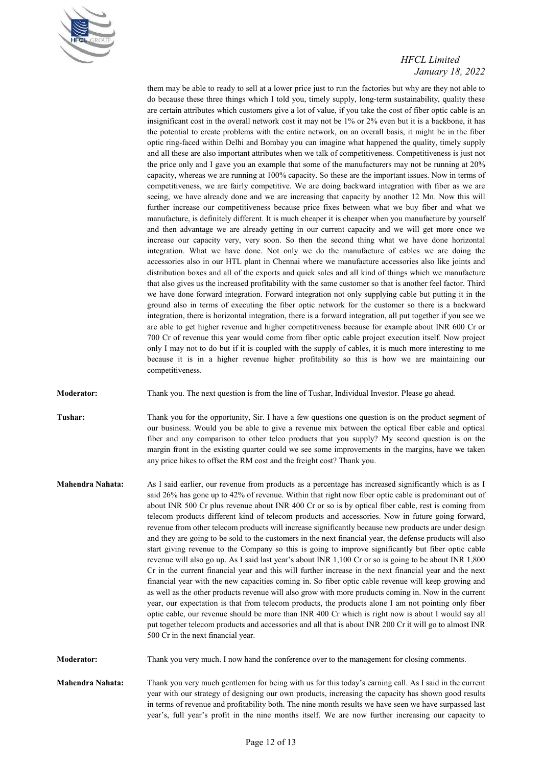them may be able to ready to sell at a lower price just to run the factories but why are they not able to do because these three things which I told you, timely supply, long-term sustainability, quality these are certain attributes which customers give a lot of value, if you take the cost of fiber optic cable is an insignificant cost in the overall network cost it may not be 1% or 2% even but it is a backbone, it has the potential to create problems with the entire network, on an overall basis, it might be in the fiber optic ring-faced within Delhi and Bombay you can imagine what happened the quality, timely supply and all these are also important attributes when we talk of competitiveness. Competitiveness is just not the price only and I gave you an example that some of the manufacturers may not be running at 20% capacity, whereas we are running at 100% capacity. So these are the important issues. Now in terms of competitiveness, we are fairly competitive. We are doing backward integration with fiber as we are seeing, we have already done and we are increasing that capacity by another 12 Mn. Now this will further increase our competitiveness because price fixes between what we buy fiber and what we manufacture, is definitely different. It is much cheaper it is cheaper when you manufacture by yourself and then advantage we are already getting in our current capacity and we will get more once we increase our capacity very, very soon. So then the second thing what we have done horizontal integration. What we have done. Not only we do the manufacture of cables we are doing the accessories also in our HTL plant in Chennai where we manufacture accessories also like joints and distribution boxes and all of the exports and quick sales and all kind of things which we manufacture that also gives us the increased profitability with the same customer so that is another feel factor. Third we have done forward integration. Forward integration not only supplying cable but putting it in the ground also in terms of executing the fiber optic network for the customer so there is a backward integration, there is horizontal integration, there is a forward integration, all put together if you see we are able to get higher revenue and higher competitiveness because for example about INR 600 Cr or 700 Cr of revenue this year would come from fiber optic cable project execution itself. Now project only I may not to do but if it is coupled with the supply of cables, it is much more interesting to me because it is in a higher revenue higher profitability so this is how we are maintaining our competitiveness.

**Moderator:** Thank you. The next question is from the line of Tushar, Individual Investor. Please go ahead.

**Tushar:** Thank you for the opportunity, Sir. I have a few questions one question is on the product segment of our business. Would you be able to give a revenue mix between the optical fiber cable and optical fiber and any comparison to other telco products that you supply? My second question is on the margin front in the existing quarter could we see some improvements in the margins, have we taken any price hikes to offset the RM cost and the freight cost? Thank you.

**Mahendra Nahata:** As I said earlier, our revenue from products as a percentage has increased significantly which is as I said 26% has gone up to 42% of revenue. Within that right now fiber optic cable is predominant out of about INR 500 Cr plus revenue about INR 400 Cr or so is by optical fiber cable, rest is coming from telecom products different kind of telecom products and accessories. Now in future going forward, revenue from other telecom products will increase significantly because new products are under design and they are going to be sold to the customers in the next financial year, the defense products will also start giving revenue to the Company so this is going to improve significantly but fiber optic cable revenue will also go up. As I said last year's about INR 1,100 Cr or so is going to be about INR 1,800 Cr in the current financial year and this will further increase in the next financial year and the next financial year with the new capacities coming in. So fiber optic cable revenue will keep growing and as well as the other products revenue will also grow with more products coming in. Now in the current year, our expectation is that from telecom products, the products alone I am not pointing only fiber optic cable, our revenue should be more than INR 400 Cr which is right now is about I would say all put together telecom products and accessories and all that is about INR 200 Cr it will go to almost INR 500 Cr in the next financial year.

**Moderator:** Thank you very much. I now hand the conference over to the management for closing comments.

**Mahendra Nahata:** Thank you very much gentlemen for being with us for this today's earning call. As I said in the current year with our strategy of designing our own products, increasing the capacity has shown good results in terms of revenue and profitability both. The nine month results we have seen we have surpassed last year's, full year's profit in the nine months itself. We are now further increasing our capacity to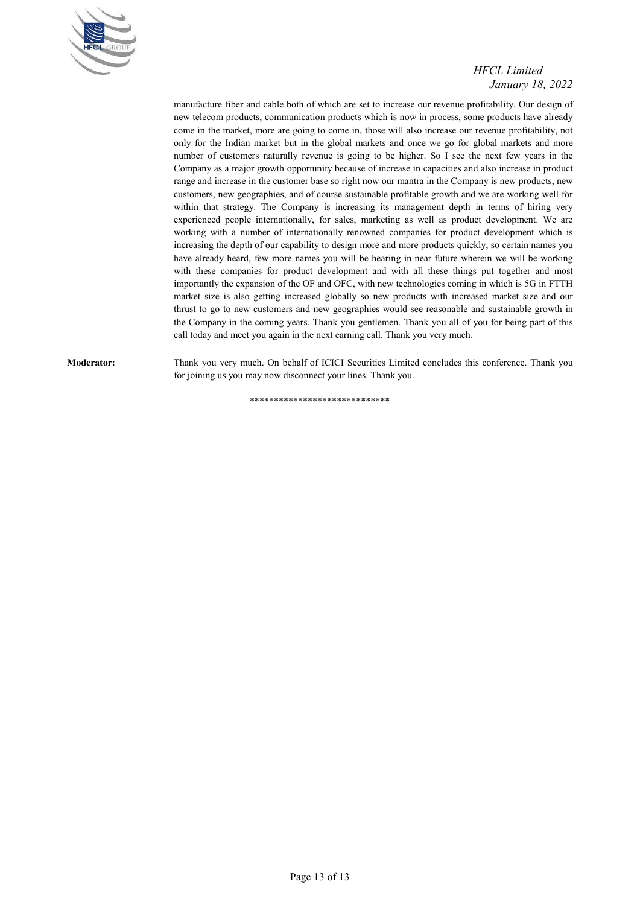manufacture fiber and cable both of which are set to increase our revenue profitability. Our design of new telecom products, communication products which is now in process, some products have already come in the market, more are going to come in, those will also increase our revenue profitability, not only for the Indian market but in the global markets and once we go for global markets and more number of customers naturally revenue is going to be higher. So I see the next few years in the Company as a major growth opportunity because of increase in capacities and also increase in product range and increase in the customer base so right now our mantra in the Company is new products, new customers, new geographies, and of course sustainable profitable growth and we are working well for within that strategy. The Company is increasing its management depth in terms of hiring very experienced people internationally, for sales, marketing as well as product development. We are working with a number of internationally renowned companies for product development which is increasing the depth of our capability to design more and more products quickly, so certain names you have already heard, few more names you will be hearing in near future wherein we will be working with these companies for product development and with all these things put together and most importantly the expansion of the OF and OFC, with new technologies coming in which is 5G in FTTH market size is also getting increased globally so new products with increased market size and our thrust to go to new customers and new geographies would see reasonable and sustainable growth in the Company in the coming years. Thank you gentlemen. Thank you all of you for being part of this call today and meet you again in the next earning call. Thank you very much.

**Moderator:** Thank you very much. On behalf of ICICI Securities Limited concludes this conference. Thank you for joining us you may now disconnect your lines. Thank you.

*****************************